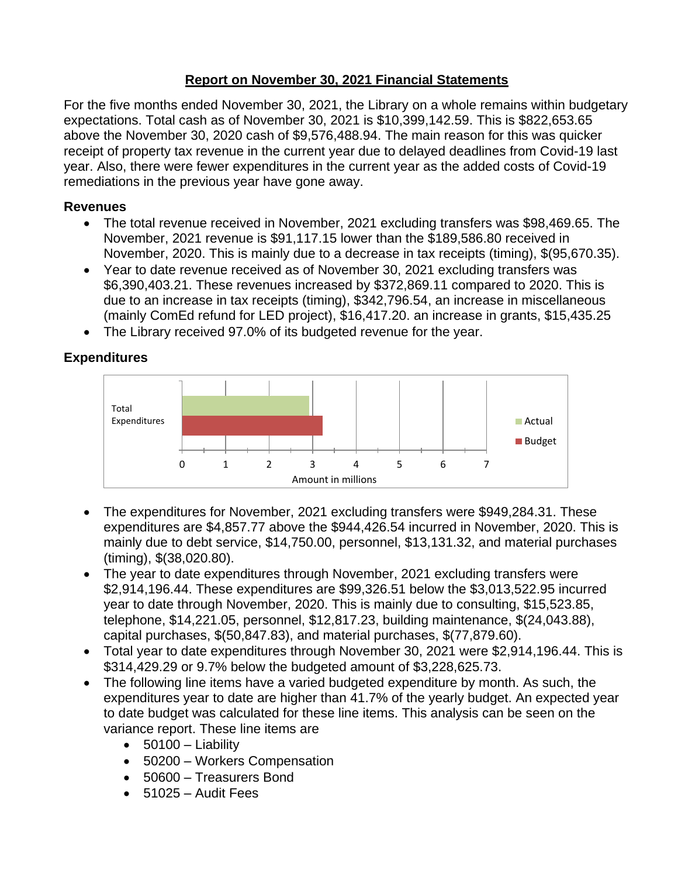## Report on November 30, 2021 Financial Statements

For the five months ended November 30, 2021, the Library on a whole remains within budgetary expectations. Total cash as of November 30, 2021 is $10,399,142.59. This is $822,653.65 above the November 30, 2020 cash of $9,576,488.94. The main reason for this was quicker receipt of property tax revenue in the current year due to delayed deadlines from Covid-19 last year. Also, there were fewer expenditures in the current year as the added costs of Covid-19 remediations in the previous year have gone away.

### Revenues

- The total revenue received in November, 2021 excluding transfers was $98,469.65. The November, 2021 revenue is $91,117.15 lower than the $189,586.80 received in November, 2020. This is mainly due to a decrease in tax receipts (timing), $(95,670.35).
- Year to date revenue received as of November 30, 2021 excluding transfers was $6,390,403.21. These revenues increased by $372,869.11 compared to 2020. This is due to an increase in tax receipts (timing), $342,796.54, an increase in miscellaneous (mainly ComEd refund for LED project), $16,417.20. an increase in grants, $15,435.25
- The Library received 97.0% of its budgeted revenue for the year.

### Expenditures

- The expenditures for November, 2021 excluding transfers were $949,284.31. These expenditures are $4,857.77 above the $944,426.54 incurred in November, 2020. This is mainly due to debt service, $14,750.00, personnel, $13,131.32, and material purchases (timing), $(38,020.80).
- The year to date expenditures through November, 2021 excluding transfers were $2,914,196.44. These expenditures are $99,326.51 below the $3,013,522.95 incurred year to date through November, 2020. This is mainly due to consulting, $15,523.85, telephone, $14,221.05, personnel, $12,817.23, building maintenance, $(24,043.88), capital purchases, $(50,847.83), and material purchases, $(77,879.60).
- Total year to date expenditures through November 30, 2021 were $2,914,196.44. This is $314,429.29 or 9.7% below the budgeted amount of $3,228,625.73.
- The following line items have a varied budgeted expenditure by month. As such, the expenditures year to date are higher than 41.7% of the yearly budget. An expected year to date budget was calculated for these line items. This analysis can be seen on the variance report. These line items are
  - 50100 – Liability
  - 50200 – Workers Compensation
  - 50600 – Treasurers Bond
  - 51025 – Audit Fees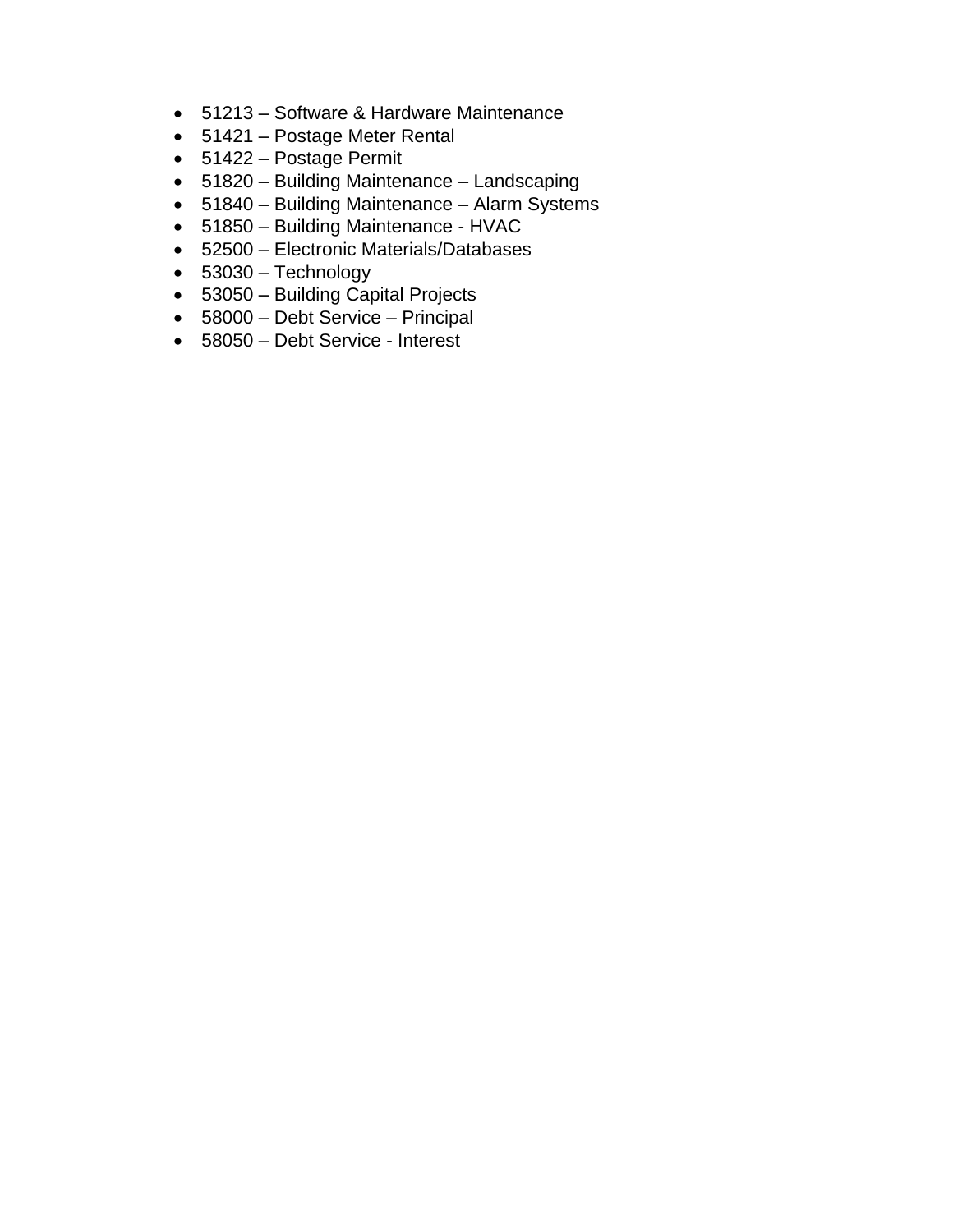- 51213 – Software & Hardware Maintenance
- 51421 – Postage Meter Rental
- 51422 – Postage Permit
- 51820 – Building Maintenance – Landscaping
- 51840 – Building Maintenance – Alarm Systems
- 51850 – Building Maintenance - HVAC
- 52500 – Electronic Materials/Databases
- 53030 – Technology
- 53050 – Building Capital Projects
- 58000 – Debt Service – Principal
- 58050 – Debt Service - Interest